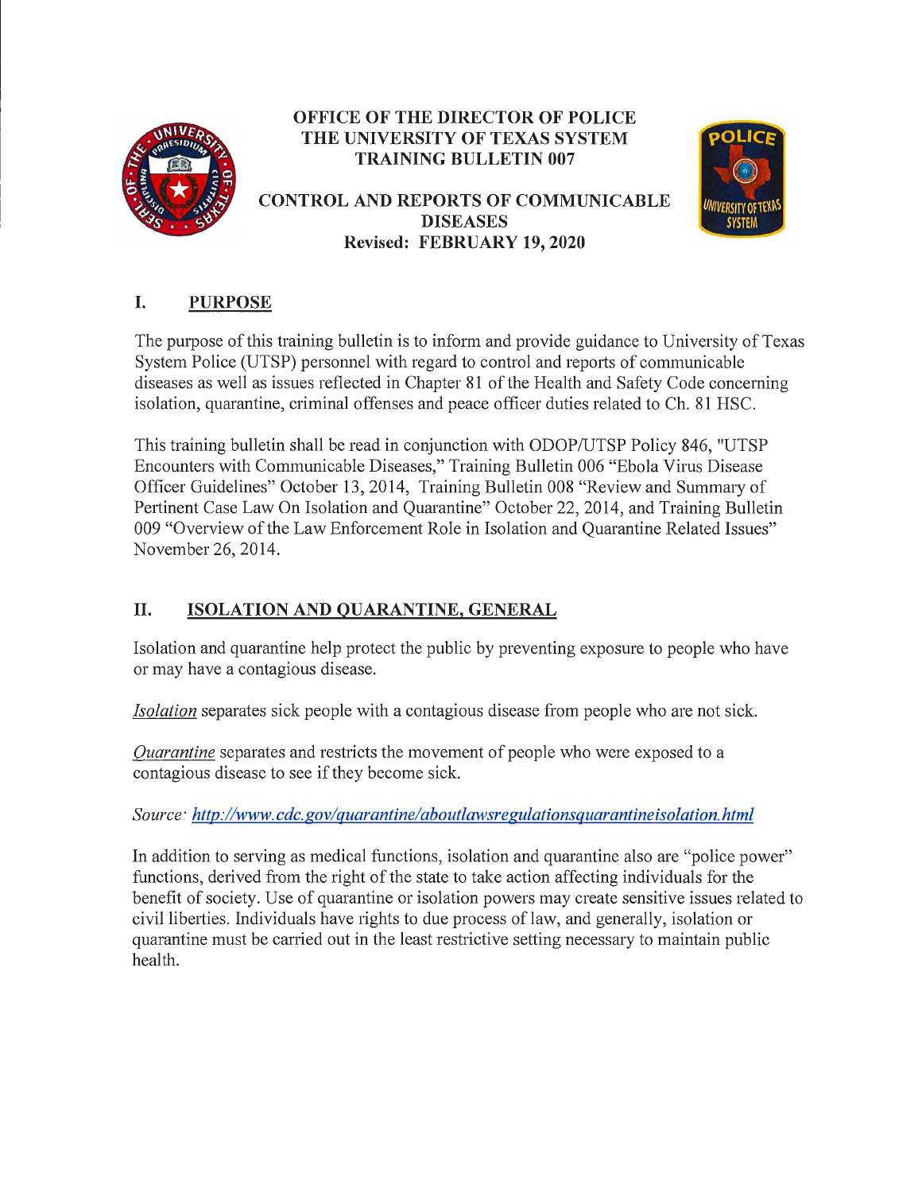# OFFICE OF THE DIRECTOR OF POLICE
# THE UNIVERSITY OF TEXAS SYSTEM
# TRAINING BULLETIN 007

## CONTROL AND REPORTS OF COMMUNICABLE DISEASES

**Revised: FEBRUARY 19, 2020**

## I. PURPOSE

The purpose of this training bulletin is to inform and provide guidance to University of Texas System Police (UTSP) personnel with regard to control and reports of communicable diseases as well as issues reflected in Chapter 81 of the Health and Safety Code concerning isolation, quarantine, criminal offenses and peace officer duties related to Ch. 81 HSC.

This training bulletin shall be read in conjunction with ODOP/UTSP Policy 846, "UTSP Encounters with Communicable Diseases," Training Bulletin 006 "Ebola Virus Disease Officer Guidelines" October 13, 2014, Training Bulletin 008 "Review and Summary of Pertinent Case Law On Isolation and Quarantine" October 22, 2014, and Training Bulletin 009 "Overview of the Law Enforcement Role in Isolation and Quarantine Related Issues" November 26, 2014.

## II. ISOLATION AND QUARANTINE, GENERAL

Isolation and quarantine help protect the public by preventing exposure to people who have or may have a contagious disease.

*Isolation* separates sick people with a contagious disease from people who are not sick.

*Quarantine* separates and restricts the movement of people who were exposed to a contagious disease to see if they become sick.

*Source: http://www.cdc.gov/quarantine/aboutlawsregulationsquarantineisolation.html*

In addition to serving as medical functions, isolation and quarantine also are "police power" functions, derived from the right of the state to take action affecting individuals for the benefit of society. Use of quarantine or isolation powers may create sensitive issues related to civil liberties. Individuals have rights to due process of law, and generally, isolation or quarantine must be carried out in the least restrictive setting necessary to maintain public health.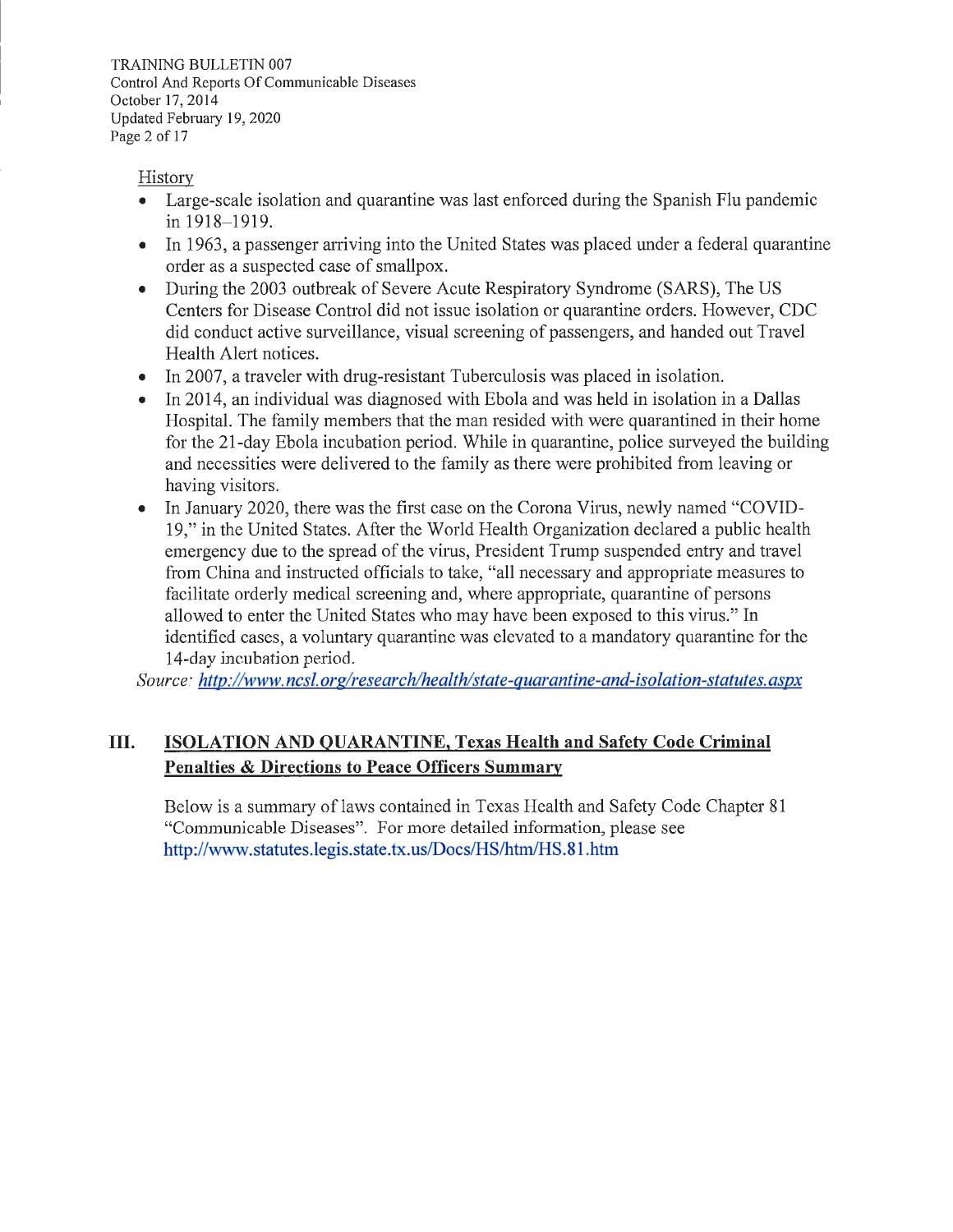History

- Large-scale isolation and quarantine was last enforced during the Spanish Flu pandemic in 1918–1919.
- In 1963, a passenger arriving into the United States was placed under a federal quarantine order as a suspected case of smallpox.
- During the 2003 outbreak of Severe Acute Respiratory Syndrome (SARS), The US Centers for Disease Control did not issue isolation or quarantine orders. However, CDC did conduct active surveillance, visual screening of passengers, and handed out Travel Health Alert notices.
- In 2007, a traveler with drug-resistant Tuberculosis was placed in isolation.
- In 2014, an individual was diagnosed with Ebola and was held in isolation in a Dallas Hospital. The family members that the man resided with were quarantined in their home for the 21-day Ebola incubation period. While in quarantine, police surveyed the building and necessities were delivered to the family as there were prohibited from leaving or having visitors.
- In January 2020, there was the first case on the Corona Virus, newly named "COVID-19," in the United States. After the World Health Organization declared a public health emergency due to the spread of the virus, President Trump suspended entry and travel from China and instructed officials to take, "all necessary and appropriate measures to facilitate orderly medical screening and, where appropriate, quarantine of persons allowed to enter the United States who may have been exposed to this virus." In identified cases, a voluntary quarantine was elevated to a mandatory quarantine for the 14-day incubation period.

*Source: http://www.ncsl.org/research/health/state-quarantine-and-isolation-statutes.aspx*

## III. ISOLATION AND QUARANTINE, Texas Health and Safety Code Criminal Penalties & Directions to Peace Officers Summary

Below is a summary of laws contained in Texas Health and Safety Code Chapter 81 "Communicable Diseases". For more detailed information, please see http://www.statutes.legis.state.tx.us/Docs/HS/htm/HS.81.htm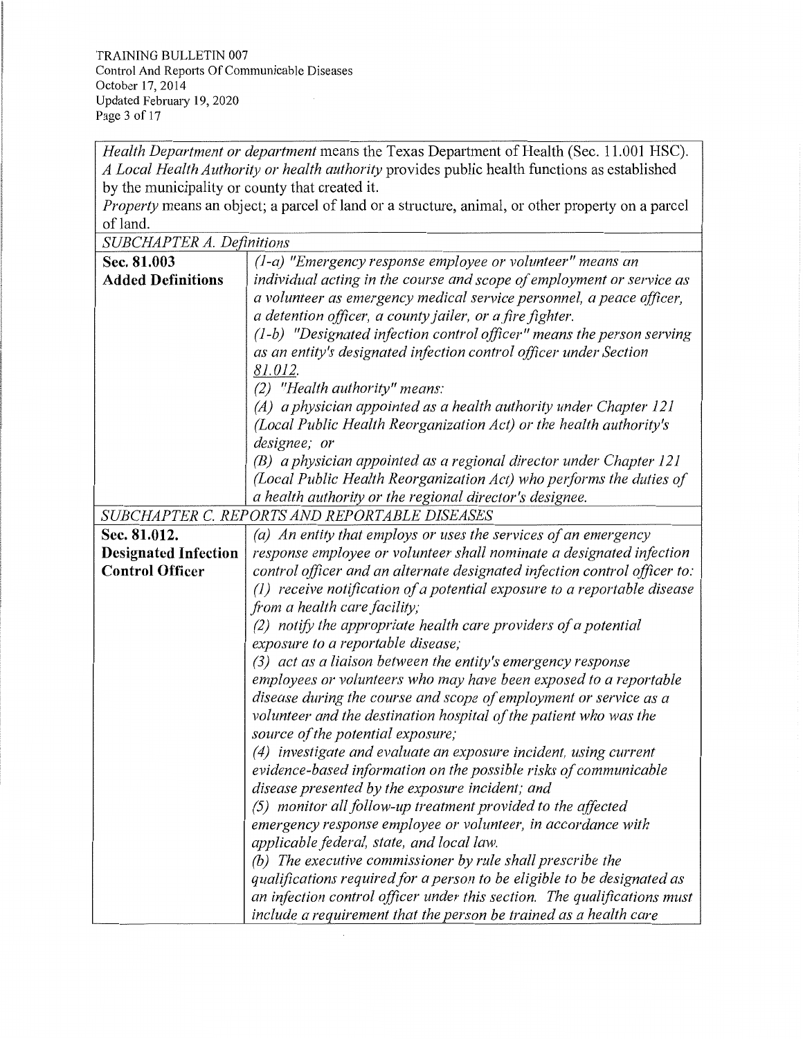*Health Department or department* means the Texas Department of Health (Sec. 11.001 HSC).
*A Local Health Authority or health authority* provides public health functions as established by the municipality or county that created it.
*Property* means an object; a parcel of land or a structure, animal, or other property on a parcel of land.

| *SUBCHAPTER A. Definitions* | |
|---|---|
| **Sec. 81.003 Added Definitions** | *(1-a) "Emergency response employee or volunteer" means an individual acting in the course and scope of employment or service as a volunteer as emergency medical service personnel, a peace officer, a detention officer, a county jailer, or a fire fighter.* <br> *(1-b) "Designated infection control officer" means the person serving as an entity's designated infection control officer under Section 81.012.* <br> *(2) "Health authority" means:* <br> *(A) a physician appointed as a health authority under Chapter 121 (Local Public Health Reorganization Act) or the health authority's designee; or* <br> *(B) a physician appointed as a regional director under Chapter 121 (Local Public Health Reorganization Act) who performs the duties of a health authority or the regional director's designee.* |
| *SUBCHAPTER C. REPORTS AND REPORTABLE DISEASES* | |
| **Sec. 81.012. Designated Infection Control Officer** | *(a) An entity that employs or uses the services of an emergency response employee or volunteer shall nominate a designated infection control officer and an alternate designated infection control officer to:* <br> *(1) receive notification of a potential exposure to a reportable disease from a health care facility;* <br> *(2) notify the appropriate health care providers of a potential exposure to a reportable disease;* <br> *(3) act as a liaison between the entity's emergency response employees or volunteers who may have been exposed to a reportable disease during the course and scope of employment or service as a volunteer and the destination hospital of the patient who was the source of the potential exposure;* <br> *(4) investigate and evaluate an exposure incident, using current evidence-based information on the possible risks of communicable disease presented by the exposure incident; and* <br> *(5) monitor all follow-up treatment provided to the affected emergency response employee or volunteer, in accordance with applicable federal, state, and local law.* <br> *(b) The executive commissioner by rule shall prescribe the qualifications required for a person to be eligible to be designated as an infection control officer under this section. The qualifications must include a requirement that the person be trained as a health care* |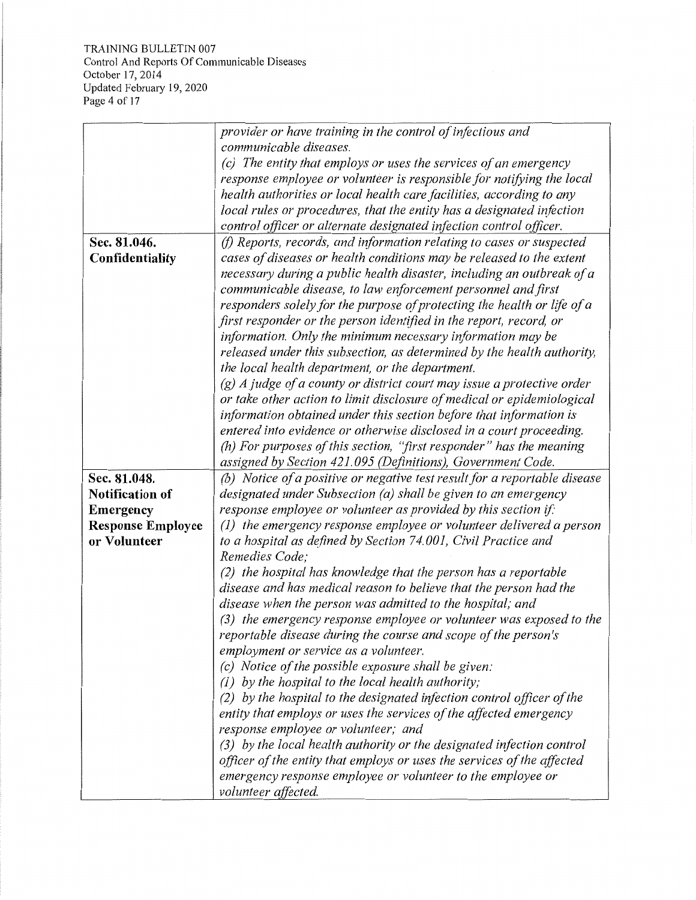| | |
|---|---|
| | *provider or have training in the control of infectious and communicable diseases.* *(c) The entity that employs or uses the services of an emergency response employee or volunteer is responsible for notifying the local health authorities or local health care facilities, according to any local rules or procedures, that the entity has a designated infection control officer or alternate designated infection control officer.* |
| **Sec. 81.046. Confidentiality** | *(f) Reports, records, and information relating to cases or suspected cases of diseases or health conditions may be released to the extent necessary during a public health disaster, including an outbreak of a communicable disease, to law enforcement personnel and first responders solely for the purpose of protecting the health or life of a first responder or the person identified in the report, record, or information. Only the minimum necessary information may be released under this subsection, as determined by the health authority, the local health department, or the department.* *(g) A judge of a county or district court may issue a protective order or take other action to limit disclosure of medical or epidemiological information obtained under this section before that information is entered into evidence or otherwise disclosed in a court proceeding.* *(h) For purposes of this section, "first responder" has the meaning assigned by Section 421.095 (Definitions), Government Code.* |
| **Sec. 81.048. Notification of Emergency Response Employee or Volunteer** | *(b) Notice of a positive or negative test result for a reportable disease designated under Subsection (a) shall be given to an emergency response employee or volunteer as provided by this section if:* *(1) the emergency response employee or volunteer delivered a person to a hospital as defined by Section 74.001, Civil Practice and Remedies Code;* *(2) the hospital has knowledge that the person has a reportable disease and has medical reason to believe that the person had the disease when the person was admitted to the hospital; and* *(3) the emergency response employee or volunteer was exposed to the reportable disease during the course and scope of the person's employment or service as a volunteer.* *(c) Notice of the possible exposure shall be given:* *(1) by the hospital to the local health authority;* *(2) by the hospital to the designated infection control officer of the entity that employs or uses the services of the affected emergency response employee or volunteer; and* *(3) by the local health authority or the designated infection control officer of the entity that employs or uses the services of the affected emergency response employee or volunteer to the employee or volunteer affected.* |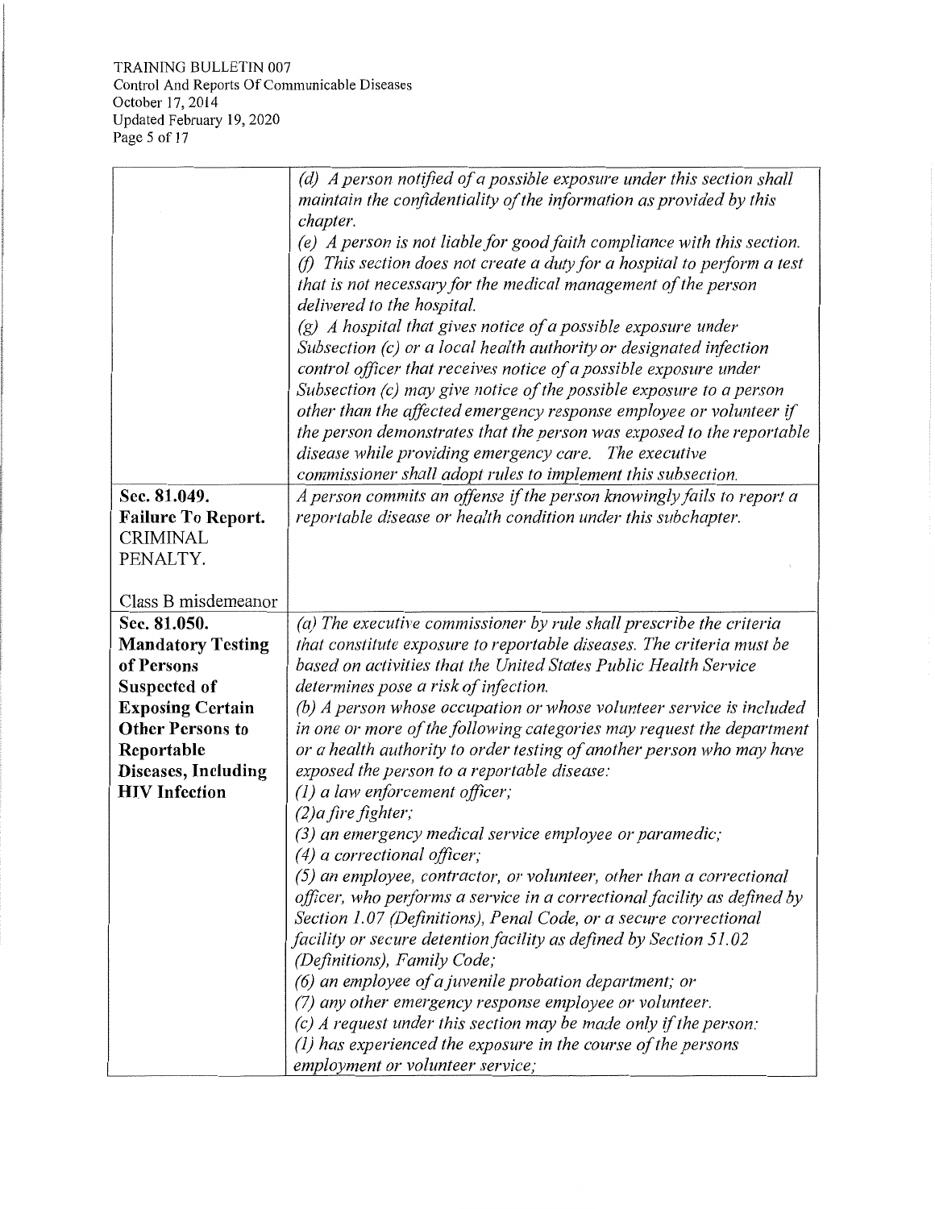| | |
|---|---|
| | *(d) A person notified of a possible exposure under this section shall maintain the confidentiality of the information as provided by this chapter.*<br>*(e) A person is not liable for good faith compliance with this section.*<br>*(f) This section does not create a duty for a hospital to perform a test that is not necessary for the medical management of the person delivered to the hospital.*<br>*(g) A hospital that gives notice of a possible exposure under Subsection (c) or a local health authority or designated infection control officer that receives notice of a possible exposure under Subsection (c) may give notice of the possible exposure to a person other than the affected emergency response employee or volunteer if the person demonstrates that the person was exposed to the reportable disease while providing emergency care. The executive commissioner shall adopt rules to implement this subsection.* |
| **Sec. 81.049. Failure To Report.** CRIMINAL PENALTY.<br><br>Class B misdemeanor | *A person commits an offense if the person knowingly fails to report a reportable disease or health condition under this subchapter.* |
| **Sec. 81.050. Mandatory Testing of Persons Suspected of Exposing Certain Other Persons to Reportable Diseases, Including HIV Infection** | *(a) The executive commissioner by rule shall prescribe the criteria that constitute exposure to reportable diseases. The criteria must be based on activities that the United States Public Health Service determines pose a risk of infection.*<br>*(b) A person whose occupation or whose volunteer service is included in one or more of the following categories may request the department or a health authority to order testing of another person who may have exposed the person to a reportable disease:*<br>*(1) a law enforcement officer;*<br>*(2)a fire fighter;*<br>*(3) an emergency medical service employee or paramedic;*<br>*(4) a correctional officer;*<br>*(5) an employee, contractor, or volunteer, other than a correctional officer, who performs a service in a correctional facility as defined by Section 1.07 (Definitions), Penal Code, or a secure correctional facility or secure detention facility as defined by Section 51.02 (Definitions), Family Code;*<br>*(6) an employee of a juvenile probation department; or*<br>*(7) any other emergency response employee or volunteer.*<br>*(c) A request under this section may be made only if the person:*<br>*(1) has experienced the exposure in the course of the persons employment or volunteer service;* |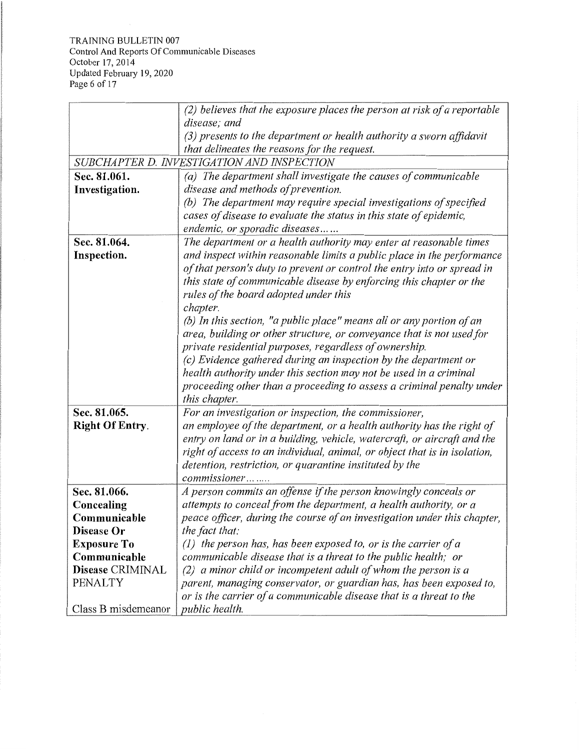| | |
|---|---|
| | *(2) believes that the exposure places the person at risk of a reportable disease; and*<br>*(3) presents to the department or health authority a sworn affidavit that delineates the reasons for the request.* |
| *SUBCHAPTER D. INVESTIGATION AND INSPECTION* | |
| **Sec. 81.061. Investigation.** | *(a) The department shall investigate the causes of communicable disease and methods of prevention.*<br>*(b) The department may require special investigations of specified cases of disease to evaluate the status in this state of epidemic, endemic, or sporadic diseases……* |
| **Sec. 81.064. Inspection.** | *The department or a health authority may enter at reasonable times and inspect within reasonable limits a public place in the performance of that person's duty to prevent or control the entry into or spread in this state of communicable disease by enforcing this chapter or the rules of the board adopted under this chapter.*<br>*(b) In this section, "a public place" means all or any portion of an area, building or other structure, or conveyance that is not used for private residential purposes, regardless of ownership.*<br>*(c) Evidence gathered during an inspection by the department or health authority under this section may not be used in a criminal proceeding other than a proceeding to assess a criminal penalty under this chapter.* |
| **Sec. 81.065. Right Of Entry.** | *For an investigation or inspection, the commissioner, an employee of the department, or a health authority has the right of entry on land or in a building, vehicle, watercraft, or aircraft and the right of access to an individual, animal, or object that is in isolation, detention, restriction, or quarantine instituted by the commissioner……* |
| **Sec. 81.066. Concealing Communicable Disease Or Exposure To Communicable Disease** CRIMINAL PENALTY<br><br>Class B misdemeanor | *A person commits an offense if the person knowingly conceals or attempts to conceal from the department, a health authority, or a peace officer, during the course of an investigation under this chapter, the fact that:*<br>*(1) the person has, has been exposed to, or is the carrier of a communicable disease that is a threat to the public health; or*<br>*(2) a minor child or incompetent adult of whom the person is a parent, managing conservator, or guardian has, has been exposed to, or is the carrier of a communicable disease that is a threat to the public health.* |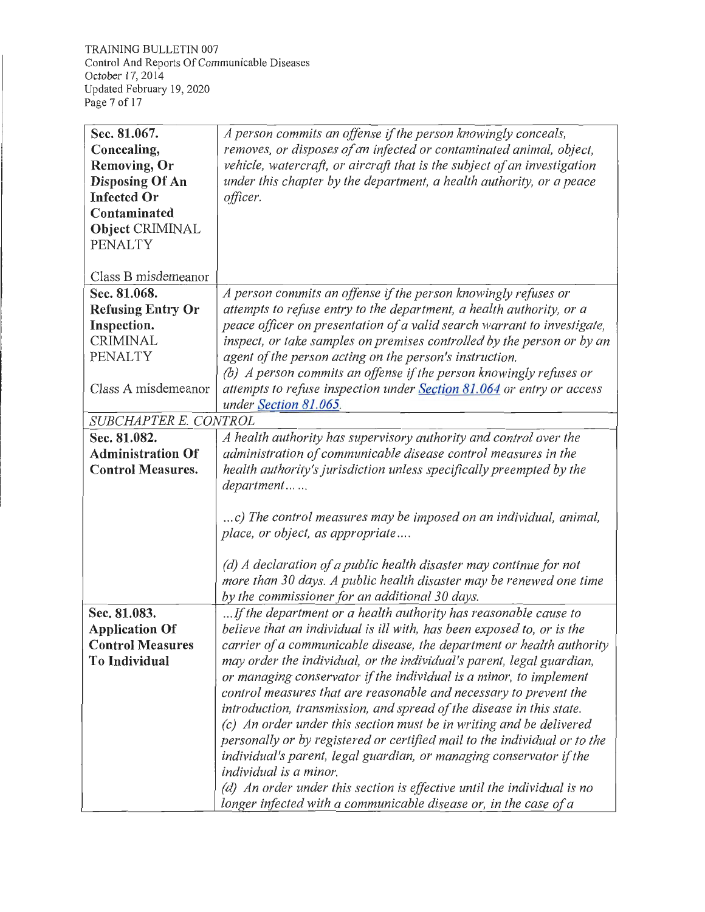| | |
|---|---|
| **Sec. 81.067. Concealing, Removing, Or Disposing Of An Infected Or Contaminated Object** CRIMINAL PENALTY<br><br>Class B misdemeanor | *A person commits an offense if the person knowingly conceals, removes, or disposes of an infected or contaminated animal, object, vehicle, watercraft, or aircraft that is the subject of an investigation under this chapter by the department, a health authority, or a peace officer.* |
| **Sec. 81.068. Refusing Entry Or Inspection.** CRIMINAL PENALTY<br><br>Class A misdemeanor | *A person commits an offense if the person knowingly refuses or attempts to refuse entry to the department, a health authority, or a peace officer on presentation of a valid search warrant to investigate, inspect, or take samples on premises controlled by the person or by an agent of the person acting on the person's instruction.*<br>*(b) A person commits an offense if the person knowingly refuses or attempts to refuse inspection under [Section 81.064]() or entry or access under [Section 81.065]().* |
| *SUBCHAPTER E. CONTROL* | |
| **Sec. 81.082. Administration Of Control Measures.** | *A health authority has supervisory authority and control over the administration of communicable disease control measures in the health authority's jurisdiction unless specifically preempted by the department… …*<br><br>*…c) The control measures may be imposed on an individual, animal, place, or object, as appropriate….*<br><br>*(d) A declaration of a public health disaster may continue for not more than 30 days. A public health disaster may be renewed one time by the commissioner for an additional 30 days.* |
| **Sec. 81.083. Application Of Control Measures To Individual** | *…If the department or a health authority has reasonable cause to believe that an individual is ill with, has been exposed to, or is the carrier of a communicable disease, the department or health authority may order the individual, or the individual's parent, legal guardian, or managing conservator if the individual is a minor, to implement control measures that are reasonable and necessary to prevent the introduction, transmission, and spread of the disease in this state.*<br>*(c) An order under this section must be in writing and be delivered personally or by registered or certified mail to the individual or to the individual's parent, legal guardian, or managing conservator if the individual is a minor.*<br>*(d) An order under this section is effective until the individual is no longer infected with a communicable disease or, in the case of a* |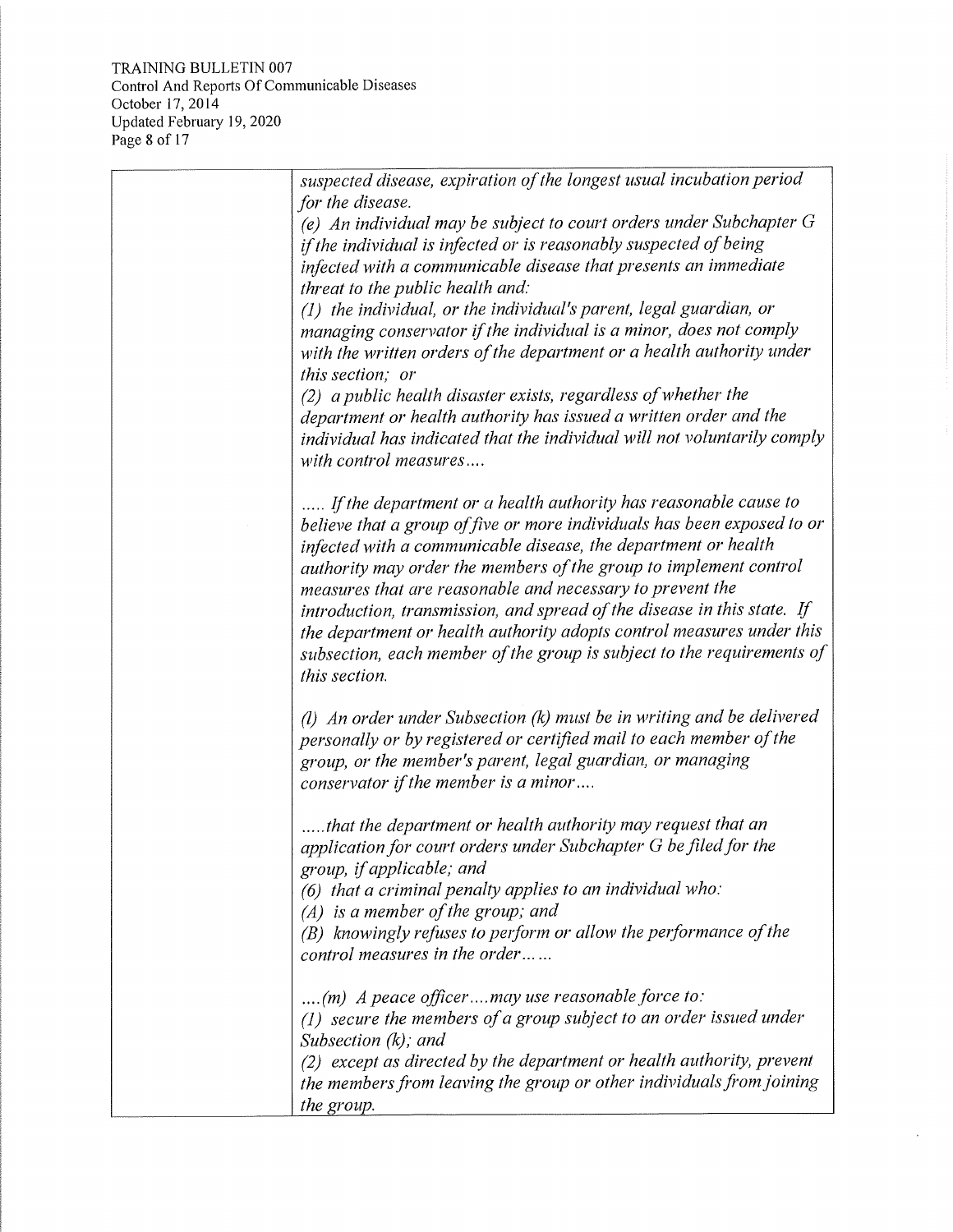| | |
|---|---|
| | *suspected disease, expiration of the longest usual incubation period for the disease.*<br>*(e) An individual may be subject to court orders under Subchapter G if the individual is infected or is reasonably suspected of being infected with a communicable disease that presents an immediate threat to the public health and:*<br>*(1) the individual, or the individual's parent, legal guardian, or managing conservator if the individual is a minor, does not comply with the written orders of the department or a health authority under this section; or*<br>*(2) a public health disaster exists, regardless of whether the department or health authority has issued a written order and the individual has indicated that the individual will not voluntarily comply with control measures....*<br><br>*..... If the department or a health authority has reasonable cause to believe that a group of five or more individuals has been exposed to or infected with a communicable disease, the department or health authority may order the members of the group to implement control measures that are reasonable and necessary to prevent the introduction, transmission, and spread of the disease in this state. If the department or health authority adopts control measures under this subsection, each member of the group is subject to the requirements of this section.*<br><br>*(l) An order under Subsection (k) must be in writing and be delivered personally or by registered or certified mail to each member of the group, or the member's parent, legal guardian, or managing conservator if the member is a minor....*<br><br>*.....that the department or health authority may request that an application for court orders under Subchapter G be filed for the group, if applicable; and*<br>*(6) that a criminal penalty applies to an individual who:*<br>*(A) is a member of the group; and*<br>*(B) knowingly refuses to perform or allow the performance of the control measures in the order......*<br><br>*....(m) A peace officer....may use reasonable force to:*<br>*(1) secure the members of a group subject to an order issued under Subsection (k); and*<br>*(2) except as directed by the department or health authority, prevent the members from leaving the group or other individuals from joining the group.* |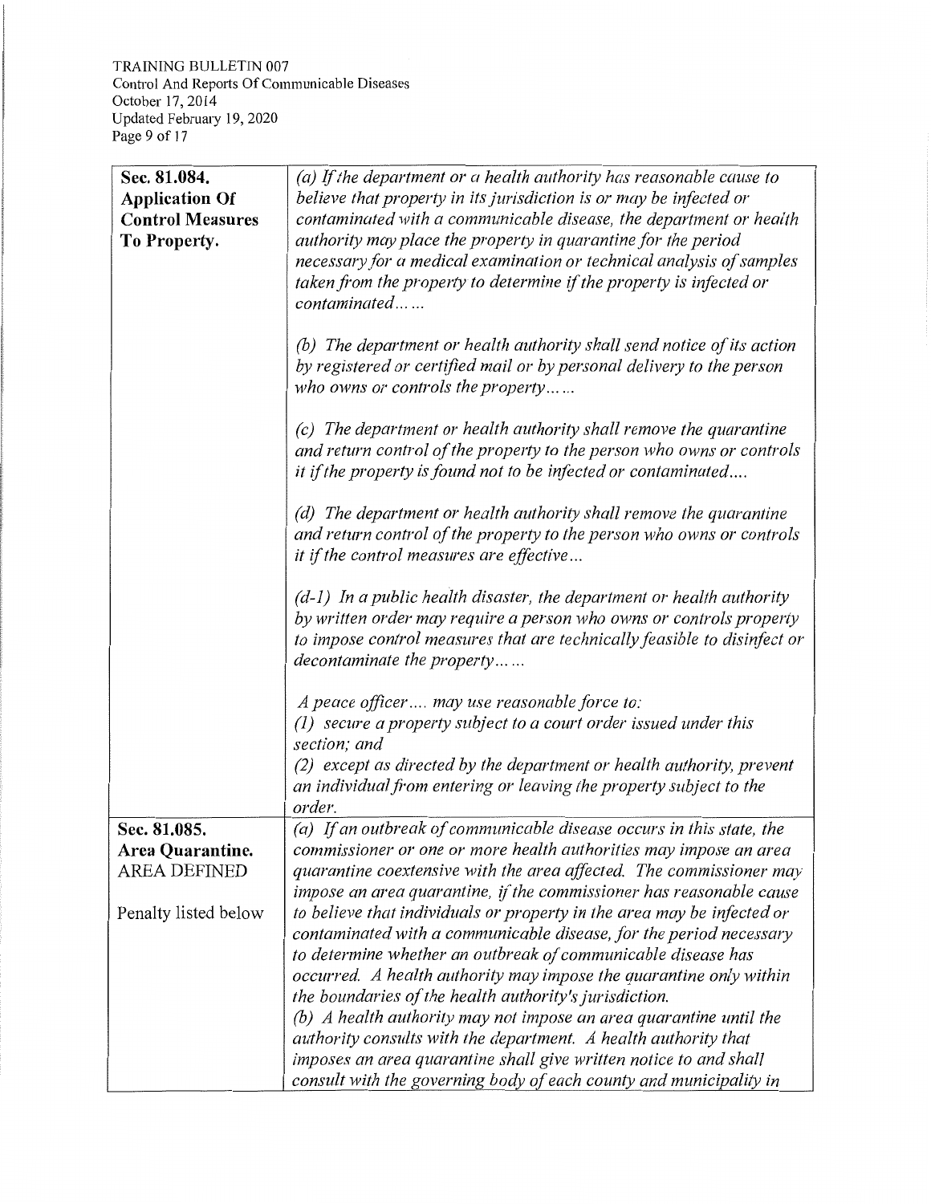| | |
|---|---|
| **Sec. 81.084. Application Of Control Measures To Property.** | *(a) If the department or a health authority has reasonable cause to believe that property in its jurisdiction is or may be infected or contaminated with a communicable disease, the department or health authority may place the property in quarantine for the period necessary for a medical examination or technical analysis of samples taken from the property to determine if the property is infected or contaminated……*<br><br>*(b) The department or health authority shall send notice of its action by registered or certified mail or by personal delivery to the person who owns or controls the property……*<br><br>*(c) The department or health authority shall remove the quarantine and return control of the property to the person who owns or controls it if the property is found not to be infected or contaminated….*<br><br>*(d) The department or health authority shall remove the quarantine and return control of the property to the person who owns or controls it if the control measures are effective…*<br><br>*(d-1) In a public health disaster, the department or health authority by written order may require a person who owns or controls property to impose control measures that are technically feasible to disinfect or decontaminate the property……*<br><br>*A peace officer…. may use reasonable force to:*<br>*(1) secure a property subject to a court order issued under this section; and*<br>*(2) except as directed by the department or health authority, prevent an individual from entering or leaving the property subject to the order.* |
| **Sec. 81.085. Area Quarantine.** AREA DEFINED<br><br>Penalty listed below | *(a) If an outbreak of communicable disease occurs in this state, the commissioner or one or more health authorities may impose an area quarantine coextensive with the area affected. The commissioner may impose an area quarantine, if the commissioner has reasonable cause to believe that individuals or property in the area may be infected or contaminated with a communicable disease, for the period necessary to determine whether an outbreak of communicable disease has occurred. A health authority may impose the quarantine only within the boundaries of the health authority's jurisdiction.*<br>*(b) A health authority may not impose an area quarantine until the authority consults with the department. A health authority that imposes an area quarantine shall give written notice to and shall consult with the governing body of each county and municipality in* |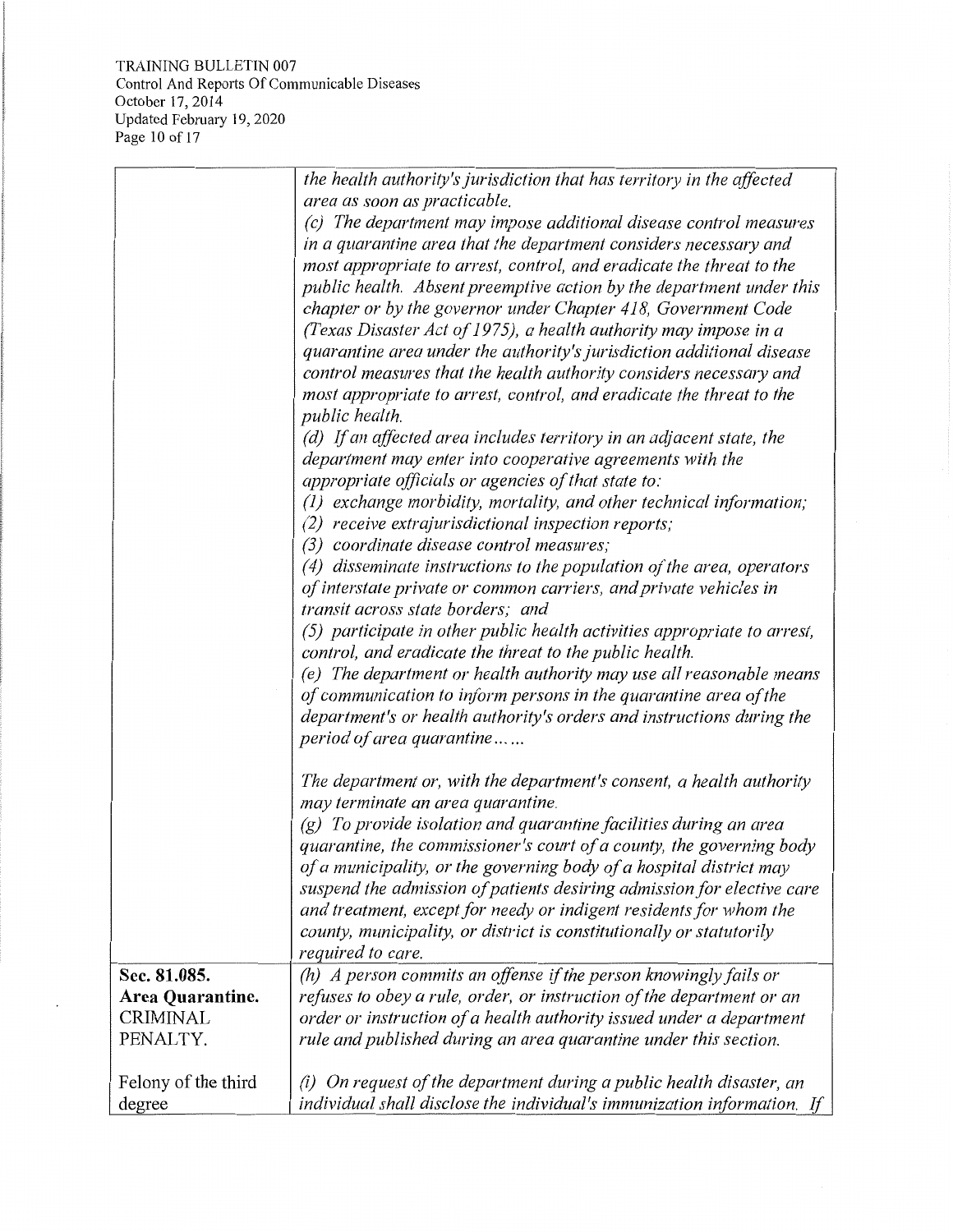| | |
|---|---|
| | *the health authority's jurisdiction that has territory in the affected area as soon as practicable.*<br>*(c) The department may impose additional disease control measures in a quarantine area that the department considers necessary and most appropriate to arrest, control, and eradicate the threat to the public health. Absent preemptive action by the department under this chapter or by the governor under Chapter 418, Government Code (Texas Disaster Act of 1975), a health authority may impose in a quarantine area under the authority's jurisdiction additional disease control measures that the health authority considers necessary and most appropriate to arrest, control, and eradicate the threat to the public health.*<br>*(d) If an affected area includes territory in an adjacent state, the department may enter into cooperative agreements with the appropriate officials or agencies of that state to:*<br>*(1) exchange morbidity, mortality, and other technical information;*<br>*(2) receive extrajurisdictional inspection reports;*<br>*(3) coordinate disease control measures;*<br>*(4) disseminate instructions to the population of the area, operators of interstate private or common carriers, and private vehicles in transit across state borders; and*<br>*(5) participate in other public health activities appropriate to arrest, control, and eradicate the threat to the public health.*<br>*(e) The department or health authority may use all reasonable means of communication to inform persons in the quarantine area of the department's or health authority's orders and instructions during the period of area quarantine……*<br><br>*The department or, with the department's consent, a health authority may terminate an area quarantine.*<br>*(g) To provide isolation and quarantine facilities during an area quarantine, the commissioner's court of a county, the governing body of a municipality, or the governing body of a hospital district may suspend the admission of patients desiring admission for elective care and treatment, except for needy or indigent residents for whom the county, municipality, or district is constitutionally or statutorily required to care.* |
| **Sec. 81.085. Area Quarantine.** CRIMINAL PENALTY.<br><br>Felony of the third degree | *(h) A person commits an offense if the person knowingly fails or refuses to obey a rule, order, or instruction of the department or an order or instruction of a health authority issued under a department rule and published during an area quarantine under this section.*<br><br>*(i) On request of the department during a public health disaster, an individual shall disclose the individual's immunization information. If* |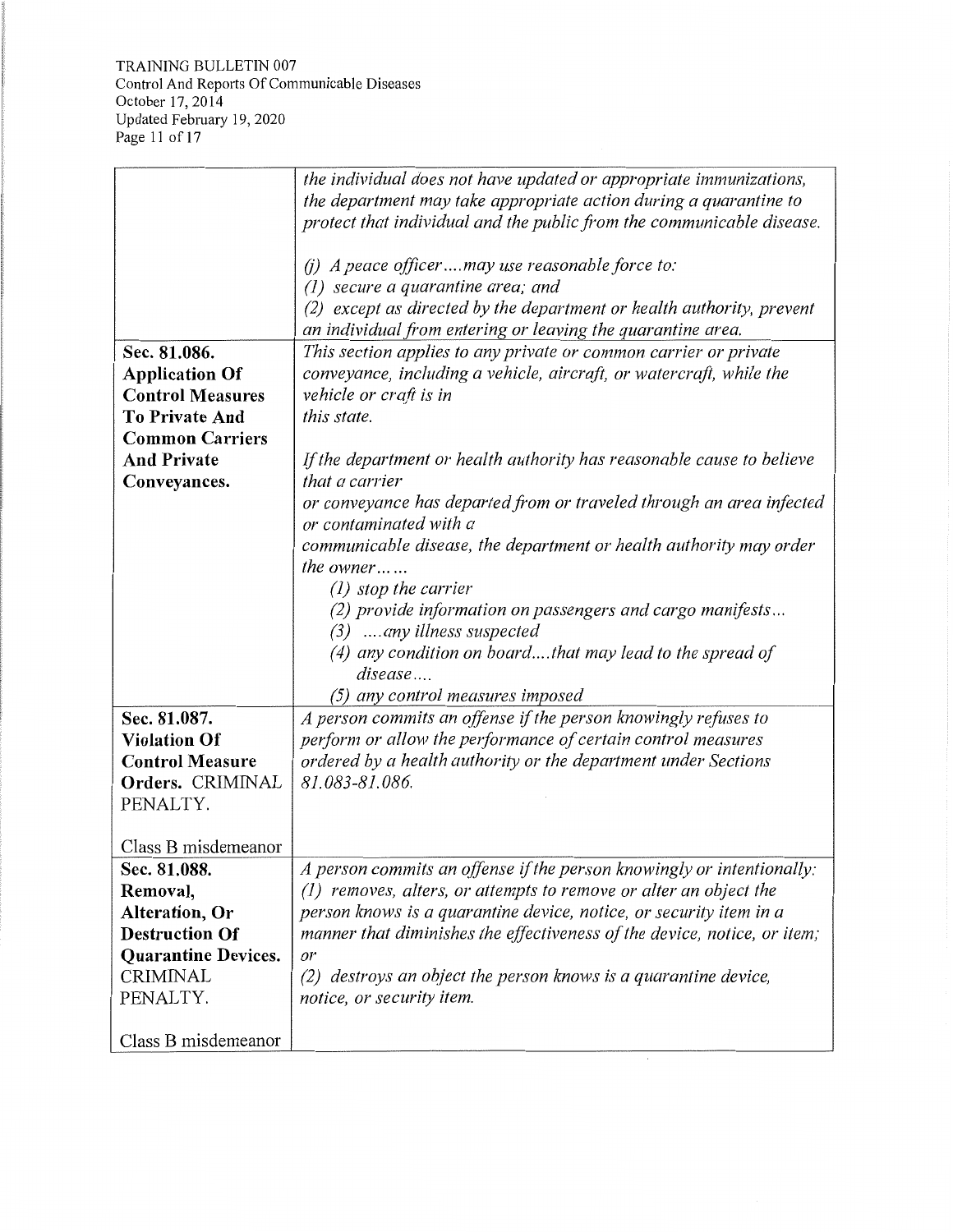| | |
|---|---|
| | *the individual does not have updated or appropriate immunizations, the department may take appropriate action during a quarantine to protect that individual and the public from the communicable disease.*<br><br>*(j) A peace officer....may use reasonable force to:*<br>*(1) secure a quarantine area; and*<br>*(2) except as directed by the department or health authority, prevent an individual from entering or leaving the quarantine area.* |
| **Sec. 81.086. Application Of Control Measures To Private And Common Carriers And Private Conveyances.** | *This section applies to any private or common carrier or private conveyance, including a vehicle, aircraft, or watercraft, while the vehicle or craft is in this state.*<br><br>*If the department or health authority has reasonable cause to believe that a carrier or conveyance has departed from or traveled through an area infected or contaminated with a communicable disease, the department or health authority may order the owner......*<br>*(1) stop the carrier*<br>*(2) provide information on passengers and cargo manifests...*<br>*(3) ....any illness suspected*<br>*(4) any condition on board....that may lead to the spread of disease....*<br>*(5) any control measures imposed* |
| **Sec. 81.087. Violation Of Control Measure Orders.** CRIMINAL PENALTY.<br><br>Class B misdemeanor | *A person commits an offense if the person knowingly refuses to perform or allow the performance of certain control measures ordered by a health authority or the department under Sections 81.083-81.086.* |
| **Sec. 81.088. Removal, Alteration, Or Destruction Of Quarantine Devices.** CRIMINAL PENALTY.<br><br>Class B misdemeanor | *A person commits an offense if the person knowingly or intentionally:*<br>*(1) removes, alters, or attempts to remove or alter an object the person knows is a quarantine device, notice, or security item in a manner that diminishes the effectiveness of the device, notice, or item; or*<br>*(2) destroys an object the person knows is a quarantine device, notice, or security item.* |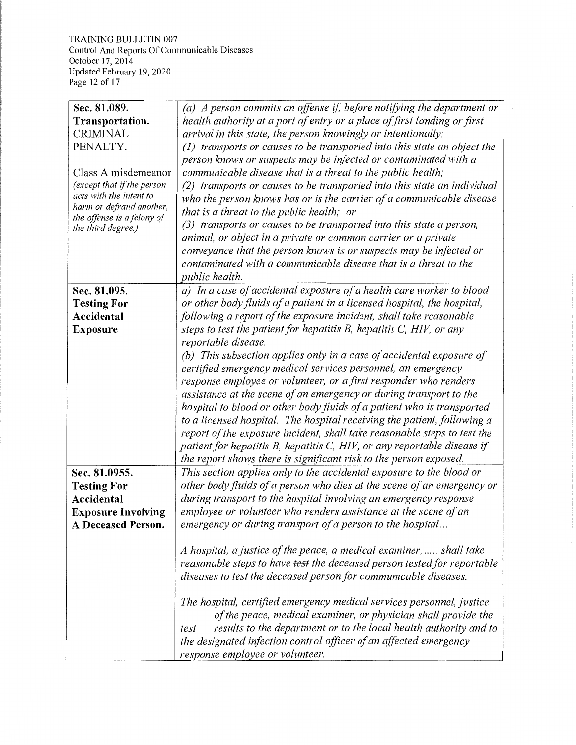| Sec. 81.089. Transportation. CRIMINAL PENALTY. Class A misdemeanor *(except that if the person acts with the intent to harm or defraud another, the offense is a felony of the third degree.)* | *(a) A person commits an offense if, before notifying the department or health authority at a port of entry or a place of first landing or first arrival in this state, the person knowingly or intentionally:* *(1) transports or causes to be transported into this state an object the person knows or suspects may be infected or contaminated with a communicable disease that is a threat to the public health;* *(2) transports or causes to be transported into this state an individual who the person knows has or is the carrier of a communicable disease that is a threat to the public health; or* *(3) transports or causes to be transported into this state a person, animal, or object in a private or common carrier or a private conveyance that the person knows is or suspects may be infected or contaminated with a communicable disease that is a threat to the public health.* |
|---|---|
| **Sec. 81.095. Testing For Accidental Exposure** | *a) In a case of accidental exposure of a health care worker to blood or other body fluids of a patient in a licensed hospital, the hospital, following a report of the exposure incident, shall take reasonable steps to test the patient for hepatitis B, hepatitis C, HIV, or any reportable disease.* *(b) This subsection applies only in a case of accidental exposure of certified emergency medical services personnel, an emergency response employee or volunteer, or a first responder who renders assistance at the scene of an emergency or during transport to the hospital to blood or other body fluids of a patient who is transported to a licensed hospital. The hospital receiving the patient, following a report of the exposure incident, shall take reasonable steps to test the patient for hepatitis B, hepatitis C, HIV, or any reportable disease if the report shows there is significant risk to the person exposed.* |
| **Sec. 81.0955. Testing For Accidental Exposure Involving A Deceased Person.** | *This section applies only to the accidental exposure to the blood or other body fluids of a person who dies at the scene of an emergency or during transport to the hospital involving an emergency response employee or volunteer who renders assistance at the scene of an emergency or during transport of a person to the hospital...* *A hospital, a justice of the peace, a medical examiner, ..... shall take reasonable steps to have ~~test~~ the deceased person tested for reportable diseases to test the deceased person for communicable diseases.* *The hospital, certified emergency medical services personnel, justice of the peace, medical examiner, or physician shall provide the test results to the department or to the local health authority and to the designated infection control officer of an affected emergency response employee or volunteer.* |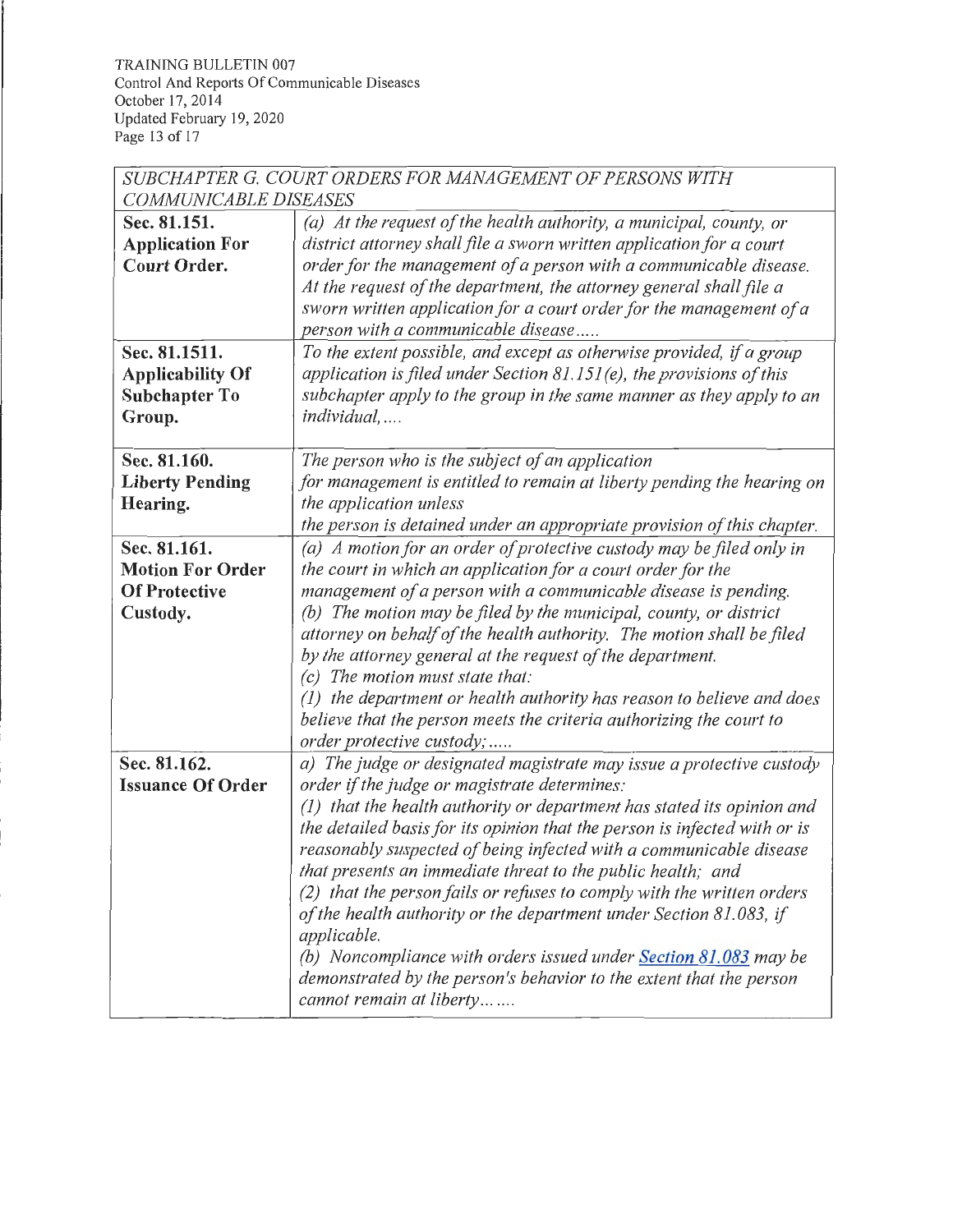| *SUBCHAPTER G. COURT ORDERS FOR MANAGEMENT OF PERSONS WITH COMMUNICABLE DISEASES* | |
|---|---|
| **Sec. 81.151. Application For Court Order.** | *(a) At the request of the health authority, a municipal, county, or district attorney shall file a sworn written application for a court order for the management of a person with a communicable disease. At the request of the department, the attorney general shall file a sworn written application for a court order for the management of a person with a communicable disease.....* |
| **Sec. 81.1511. Applicability Of Subchapter To Group.** | *To the extent possible, and except as otherwise provided, if a group application is filed under Section 81.151(e), the provisions of this subchapter apply to the group in the same manner as they apply to an individual, ....* |
| **Sec. 81.160. Liberty Pending Hearing.** | *The person who is the subject of an application for management is entitled to remain at liberty pending the hearing on the application unless the person is detained under an appropriate provision of this chapter.* |
| **Sec. 81.161. Motion For Order Of Protective Custody.** | *(a) A motion for an order of protective custody may be filed only in the court in which an application for a court order for the management of a person with a communicable disease is pending.* *(b) The motion may be filed by the municipal, county, or district attorney on behalf of the health authority. The motion shall be filed by the attorney general at the request of the department.* *(c) The motion must state that:* *(1) the department or health authority has reason to believe and does believe that the person meets the criteria authorizing the court to order protective custody; .....* |
| **Sec. 81.162. Issuance Of Order** | *a) The judge or designated magistrate may issue a protective custody order if the judge or magistrate determines:* *(1) that the health authority or department has stated its opinion and the detailed basis for its opinion that the person is infected with or is reasonably suspected of being infected with a communicable disease that presents an immediate threat to the public health; and* *(2) that the person fails or refuses to comply with the written orders of the health authority or the department under Section 81.083, if applicable.* *(b) Noncompliance with orders issued under Section 81.083 may be demonstrated by the person's behavior to the extent that the person cannot remain at liberty... ....* |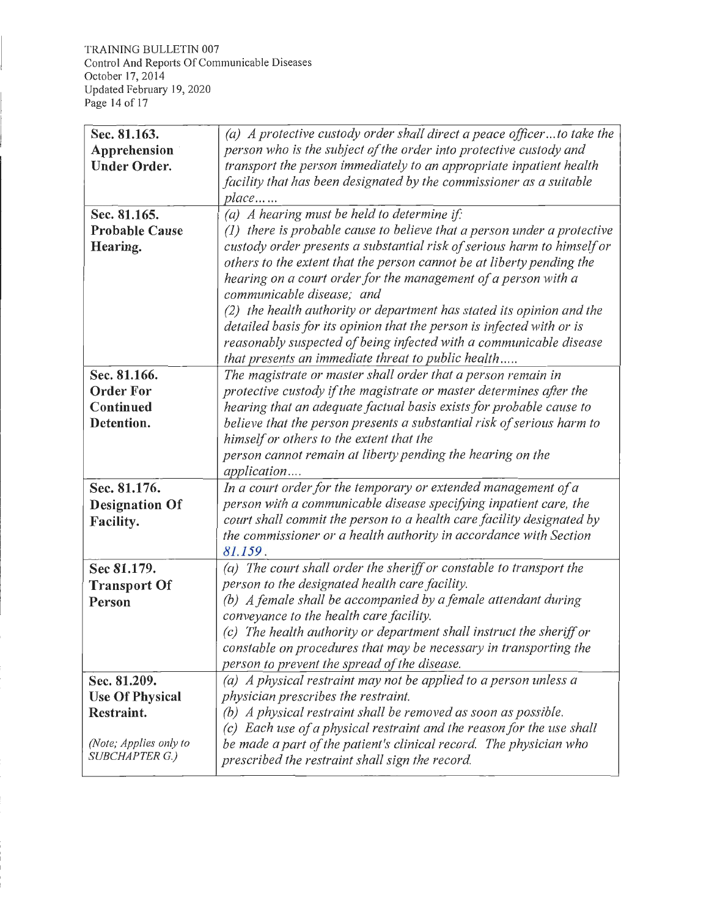| | |
|---|---|
| **Sec. 81.163. Apprehension Under Order.** | *(a) A protective custody order shall direct a peace officer…to take the person who is the subject of the order into protective custody and transport the person immediately to an appropriate inpatient health facility that has been designated by the commissioner as a suitable place……* |
| **Sec. 81.165. Probable Cause Hearing.** | *(a) A hearing must be held to determine if:*<br>*(1) there is probable cause to believe that a person under a protective custody order presents a substantial risk of serious harm to himself or others to the extent that the person cannot be at liberty pending the hearing on a court order for the management of a person with a communicable disease; and*<br>*(2) the health authority or department has stated its opinion and the detailed basis for its opinion that the person is infected with or is reasonably suspected of being infected with a communicable disease that presents an immediate threat to public health…..* |
| **Sec. 81.166. Order For Continued Detention.** | *The magistrate or master shall order that a person remain in protective custody if the magistrate or master determines after the hearing that an adequate factual basis exists for probable cause to believe that the person presents a substantial risk of serious harm to himself or others to the extent that the person cannot remain at liberty pending the hearing on the application….* |
| **Sec. 81.176. Designation Of Facility.** | *In a court order for the temporary or extended management of a person with a communicable disease specifying inpatient care, the court shall commit the person to a health care facility designated by the commissioner or a health authority in accordance with Section 81.159.* |
| **Sec 81.179. Transport Of Person** | *(a) The court shall order the sheriff or constable to transport the person to the designated health care facility.*<br>*(b) A female shall be accompanied by a female attendant during conveyance to the health care facility.*<br>*(c) The health authority or department shall instruct the sheriff or constable on procedures that may be necessary in transporting the person to prevent the spread of the disease.* |
| **Sec. 81.209. Use Of Physical Restraint.**<br><br>*(Note; Applies only to SUBCHAPTER G.)* | *(a) A physical restraint may not be applied to a person unless a physician prescribes the restraint.*<br>*(b) A physical restraint shall be removed as soon as possible.*<br>*(c) Each use of a physical restraint and the reason for the use shall be made a part of the patient's clinical record. The physician who prescribed the restraint shall sign the record.* |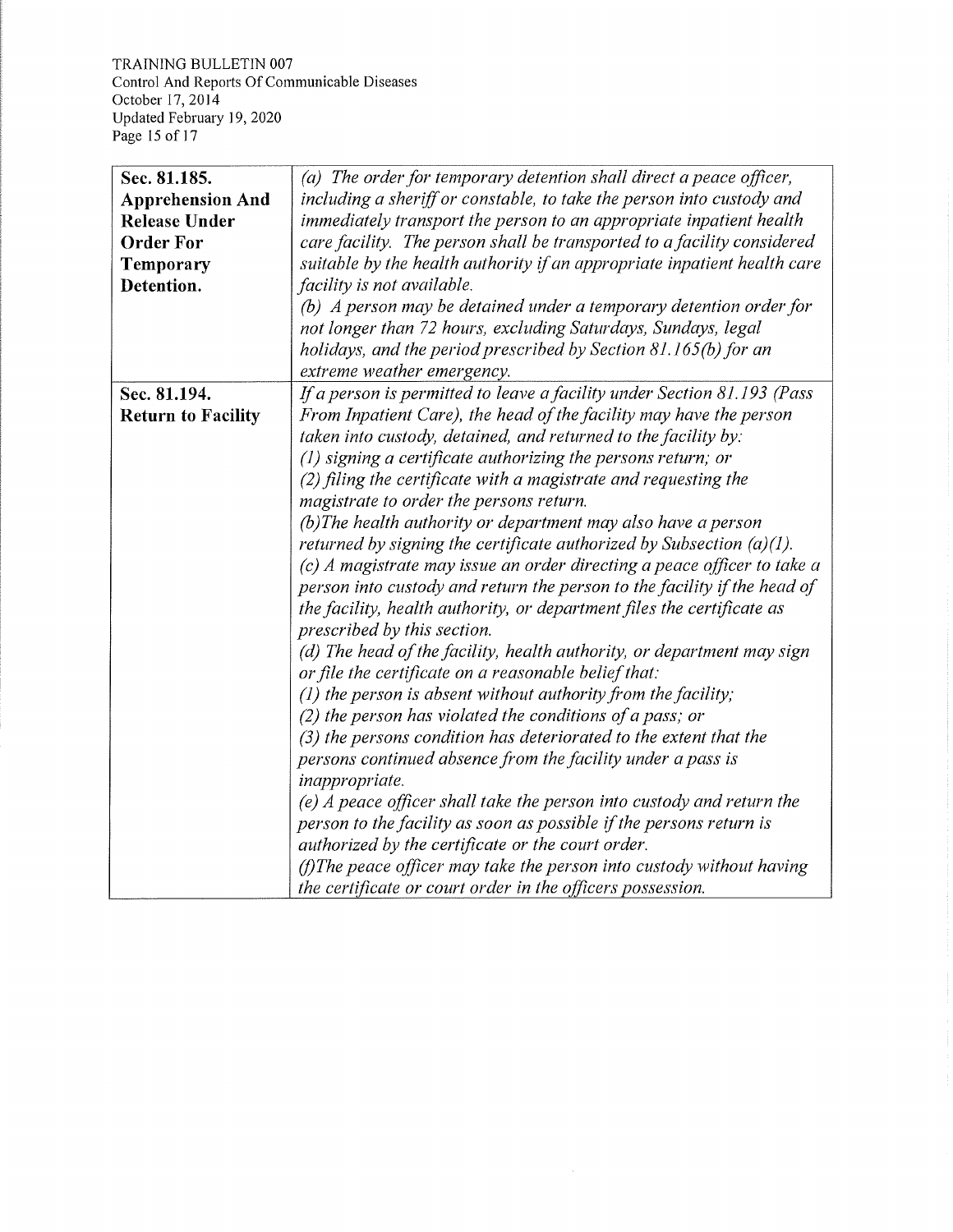| Sec. 81.185. Apprehension And Release Under Order For Temporary Detention. | *(a) The order for temporary detention shall direct a peace officer, including a sheriff or constable, to take the person into custody and immediately transport the person to an appropriate inpatient health care facility. The person shall be transported to a facility considered suitable by the health authority if an appropriate inpatient health care facility is not available.*<br>*(b) A person may be detained under a temporary detention order for not longer than 72 hours, excluding Saturdays, Sundays, legal holidays, and the period prescribed by Section 81.165(b) for an extreme weather emergency.* |
|---|---|
| **Sec. 81.194. Return to Facility** | *If a person is permitted to leave a facility under Section 81.193 (Pass From Inpatient Care), the head of the facility may have the person taken into custody, detained, and returned to the facility by:*<br>*(1) signing a certificate authorizing the persons return; or*<br>*(2) filing the certificate with a magistrate and requesting the magistrate to order the persons return.*<br>*(b)The health authority or department may also have a person returned by signing the certificate authorized by Subsection (a)(1).*<br>*(c) A magistrate may issue an order directing a peace officer to take a person into custody and return the person to the facility if the head of the facility, health authority, or department files the certificate as prescribed by this section.*<br>*(d) The head of the facility, health authority, or department may sign or file the certificate on a reasonable belief that:*<br>*(1) the person is absent without authority from the facility;*<br>*(2) the person has violated the conditions of a pass; or*<br>*(3) the persons condition has deteriorated to the extent that the persons continued absence from the facility under a pass is inappropriate.*<br>*(e) A peace officer shall take the person into custody and return the person to the facility as soon as possible if the persons return is authorized by the certificate or the court order.*<br>*(f)The peace officer may take the person into custody without having the certificate or court order in the officers possession.* |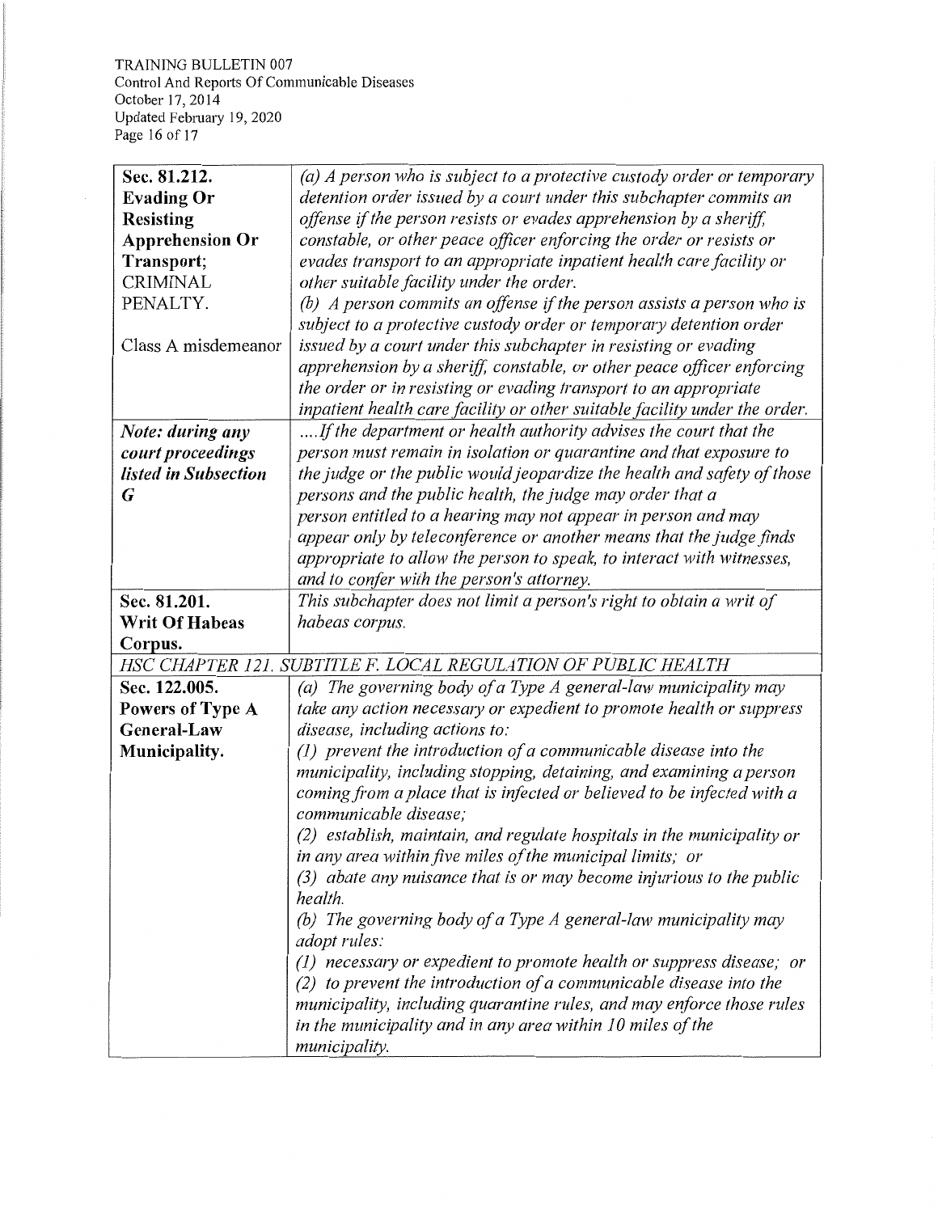| | |
|---|---|
| **Sec. 81.212. Evading Or Resisting Apprehension Or Transport;** CRIMINAL PENALTY.<br><br>Class A misdemeanor | *(a) A person who is subject to a protective custody order or temporary detention order issued by a court under this subchapter commits an offense if the person resists or evades apprehension by a sheriff, constable, or other peace officer enforcing the order or resists or evades transport to an appropriate inpatient health care facility or other suitable facility under the order.*<br>*(b) A person commits an offense if the person assists a person who is subject to a protective custody order or temporary detention order issued by a court under this subchapter in resisting or evading apprehension by a sheriff, constable, or other peace officer enforcing the order or in resisting or evading transport to an appropriate inpatient health care facility or other suitable facility under the order.* |
| ***Note: during any court proceedings listed in Subsection G*** | *....If the department or health authority advises the court that the person must remain in isolation or quarantine and that exposure to the judge or the public would jeopardize the health and safety of those persons and the public health, the judge may order that a person entitled to a hearing may not appear in person and may appear only by teleconference or another means that the judge finds appropriate to allow the person to speak, to interact with witnesses, and to confer with the person's attorney.* |
| **Sec. 81.201. Writ Of Habeas Corpus.** | *This subchapter does not limit a person's right to obtain a writ of habeas corpus.* |
| *HSC CHAPTER 121. SUBTITLE F. LOCAL REGULATION OF PUBLIC HEALTH* | |
| **Sec. 122.005. Powers of Type A General-Law Municipality.** | *(a) The governing body of a Type A general-law municipality may take any action necessary or expedient to promote health or suppress disease, including actions to:*<br>*(1) prevent the introduction of a communicable disease into the municipality, including stopping, detaining, and examining a person coming from a place that is infected or believed to be infected with a communicable disease;*<br>*(2) establish, maintain, and regulate hospitals in the municipality or in any area within five miles of the municipal limits; or*<br>*(3) abate any nuisance that is or may become injurious to the public health.*<br>*(b) The governing body of a Type A general-law municipality may adopt rules:*<br>*(1) necessary or expedient to promote health or suppress disease; or*<br>*(2) to prevent the introduction of a communicable disease into the municipality, including quarantine rules, and may enforce those rules in the municipality and in any area within 10 miles of the municipality.* |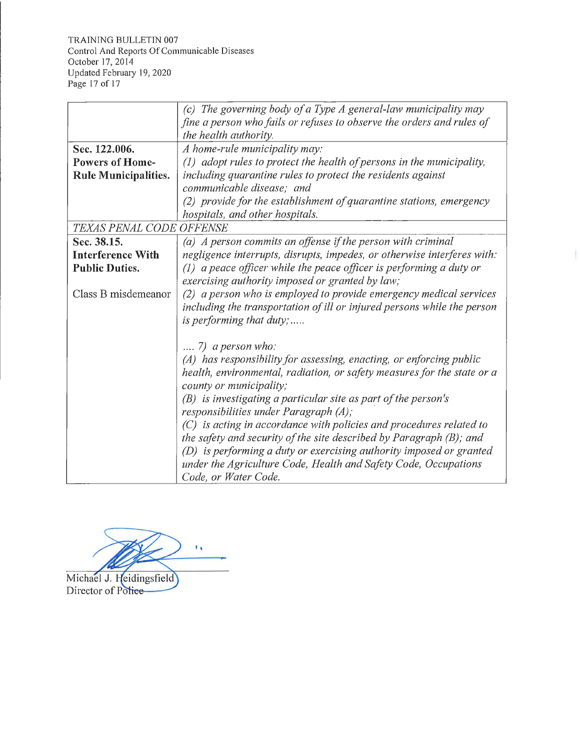| | |
|---|---|
| | *(c) The governing body of a Type A general-law municipality may fine a person who fails or refuses to observe the orders and rules of the health authority.* |
| **Sec. 122.006. Powers of Home-Rule Municipalities.** | *A home-rule municipality may:*<br>*(1) adopt rules to protect the health of persons in the municipality, including quarantine rules to protect the residents against communicable disease; and*<br>*(2) provide for the establishment of quarantine stations, emergency hospitals, and other hospitals.* |
| *TEXAS PENAL CODE OFFENSE* | |
| **Sec. 38.15. Interference With Public Duties.**<br><br>Class B misdemeanor | *(a) A person commits an offense if the person with criminal negligence interrupts, disrupts, impedes, or otherwise interferes with:*<br>*(1) a peace officer while the peace officer is performing a duty or exercising authority imposed or granted by law;*<br>*(2) a person who is employed to provide emergency medical services including the transportation of ill or injured persons while the person is performing that duty; .....*<br><br>*.... 7) a person who:*<br>*(A) has responsibility for assessing, enacting, or enforcing public health, environmental, radiation, or safety measures for the state or a county or municipality;*<br>*(B) is investigating a particular site as part of the person's responsibilities under Paragraph (A);*<br>*(C) is acting in accordance with policies and procedures related to the safety and security of the site described by Paragraph (B); and*<br>*(D) is performing a duty or exercising authority imposed or granted under the Agriculture Code, Health and Safety Code, Occupations Code, or Water Code.* |

Michael J. Heidingsfield
Director of Police